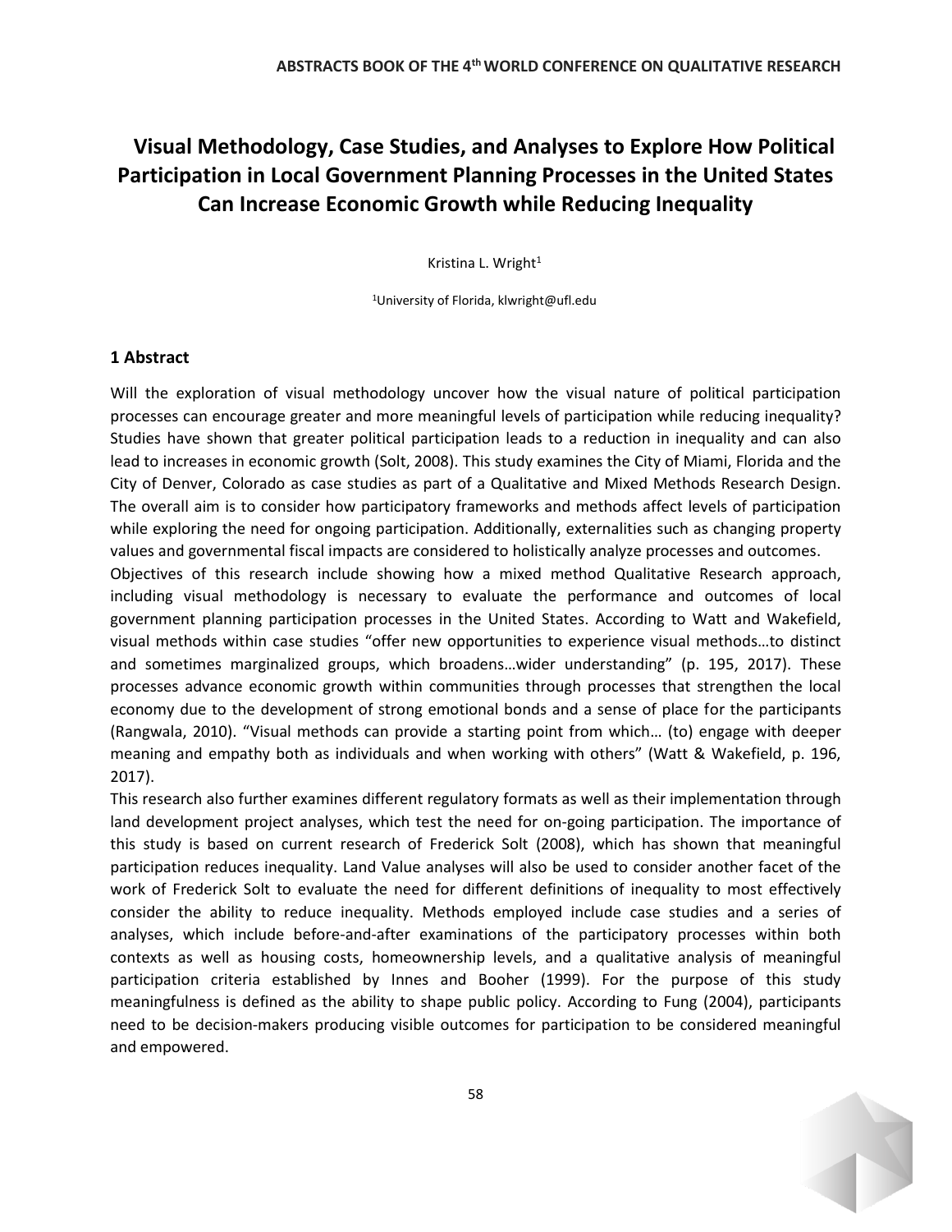# Visual Methodology, Case Studies, and Analyses to Explore How Political Participation in Local Government Planning Processes in the United States Can Increase Economic Growth while Reducing Inequality

Kristina L. Wright[1]

[1]University of Florida, klwright@ufl.edu

## 1 Abstract

Will the exploration of visual methodology uncover how the visual nature of political participation processes can encourage greater and more meaningful levels of participation while reducing inequality? Studies have shown that greater political participation leads to a reduction in inequality and can also lead to increases in economic growth (Solt, 2008). This study examines the City of Miami, Florida and the City of Denver, Colorado as case studies as part of a Qualitative and Mixed Methods Research Design. The overall aim is to consider how participatory frameworks and methods affect levels of participation while exploring the need for ongoing participation. Additionally, externalities such as changing property values and governmental fiscal impacts are considered to holistically analyze processes and outcomes.

Objectives of this research include showing how a mixed method Qualitative Research approach, including visual methodology is necessary to evaluate the performance and outcomes of local government planning participation processes in the United States. According to Watt and Wakefield, visual methods within case studies "offer new opportunities to experience visual methods…to distinct and sometimes marginalized groups, which broadens…wider understanding" (p. 195, 2017). These processes advance economic growth within communities through processes that strengthen the local economy due to the development of strong emotional bonds and a sense of place for the participants (Rangwala, 2010). "Visual methods can provide a starting point from which… (to) engage with deeper meaning and empathy both as individuals and when working with others" (Watt & Wakefield, p. 196, 2017).

This research also further examines different regulatory formats as well as their implementation through land development project analyses, which test the need for on-going participation. The importance of this study is based on current research of Frederick Solt (2008), which has shown that meaningful participation reduces inequality. Land Value analyses will also be used to consider another facet of the work of Frederick Solt to evaluate the need for different definitions of inequality to most effectively consider the ability to reduce inequality. Methods employed include case studies and a series of analyses, which include before-and-after examinations of the participatory processes within both contexts as well as housing costs, homeownership levels, and a qualitative analysis of meaningful participation criteria established by Innes and Booher (1999). For the purpose of this study meaningfulness is defined as the ability to shape public policy. According to Fung (2004), participants need to be decision-makers producing visible outcomes for participation to be considered meaningful and empowered.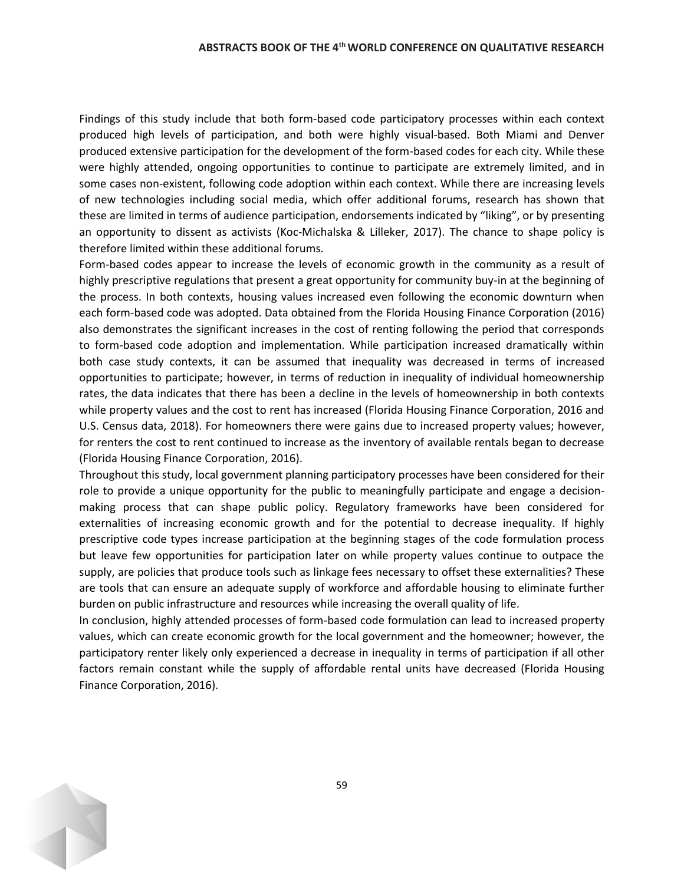Findings of this study include that both form-based code participatory processes within each context produced high levels of participation, and both were highly visual-based. Both Miami and Denver produced extensive participation for the development of the form-based codes for each city. While these were highly attended, ongoing opportunities to continue to participate are extremely limited, and in some cases non-existent, following code adoption within each context. While there are increasing levels of new technologies including social media, which offer additional forums, research has shown that these are limited in terms of audience participation, endorsements indicated by "liking", or by presenting an opportunity to dissent as activists (Koc-Michalska & Lilleker, 2017). The chance to shape policy is therefore limited within these additional forums.

Form-based codes appear to increase the levels of economic growth in the community as a result of highly prescriptive regulations that present a great opportunity for community buy-in at the beginning of the process. In both contexts, housing values increased even following the economic downturn when each form-based code was adopted. Data obtained from the Florida Housing Finance Corporation (2016) also demonstrates the significant increases in the cost of renting following the period that corresponds to form-based code adoption and implementation. While participation increased dramatically within both case study contexts, it can be assumed that inequality was decreased in terms of increased opportunities to participate; however, in terms of reduction in inequality of individual homeownership rates, the data indicates that there has been a decline in the levels of homeownership in both contexts while property values and the cost to rent has increased (Florida Housing Finance Corporation, 2016 and U.S. Census data, 2018). For homeowners there were gains due to increased property values; however, for renters the cost to rent continued to increase as the inventory of available rentals began to decrease (Florida Housing Finance Corporation, 2016).

Throughout this study, local government planning participatory processes have been considered for their role to provide a unique opportunity for the public to meaningfully participate and engage a decision-making process that can shape public policy. Regulatory frameworks have been considered for externalities of increasing economic growth and for the potential to decrease inequality. If highly prescriptive code types increase participation at the beginning stages of the code formulation process but leave few opportunities for participation later on while property values continue to outpace the supply, are policies that produce tools such as linkage fees necessary to offset these externalities? These are tools that can ensure an adequate supply of workforce and affordable housing to eliminate further burden on public infrastructure and resources while increasing the overall quality of life.

In conclusion, highly attended processes of form-based code formulation can lead to increased property values, which can create economic growth for the local government and the homeowner; however, the participatory renter likely only experienced a decrease in inequality in terms of participation if all other factors remain constant while the supply of affordable rental units have decreased (Florida Housing Finance Corporation, 2016).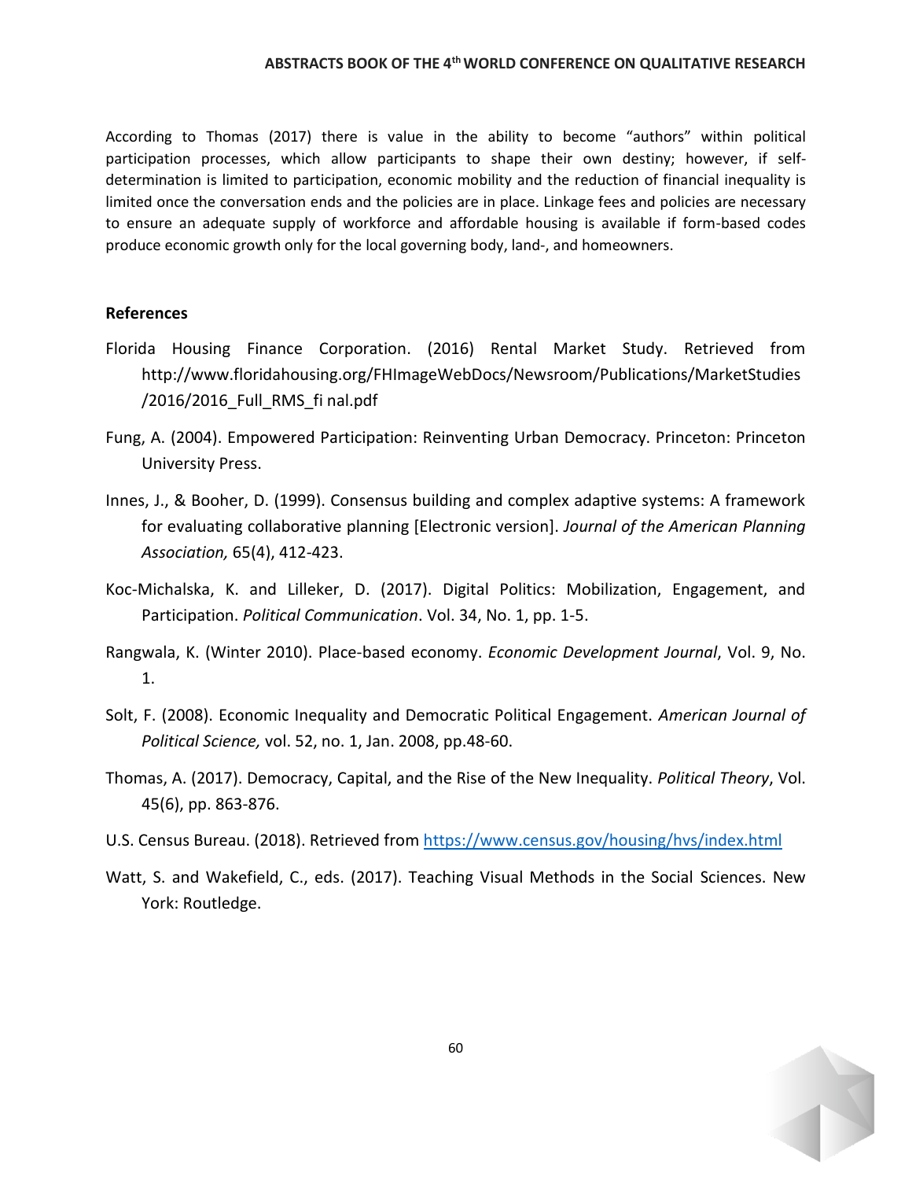According to Thomas (2017) there is value in the ability to become "authors" within political participation processes, which allow participants to shape their own destiny; however, if self-determination is limited to participation, economic mobility and the reduction of financial inequality is limited once the conversation ends and the policies are in place. Linkage fees and policies are necessary to ensure an adequate supply of workforce and affordable housing is available if form-based codes produce economic growth only for the local governing body, land-, and homeowners.

**References**

Florida Housing Finance Corporation. (2016) Rental Market Study. Retrieved from http://www.floridahousing.org/FHImageWebDocs/Newsroom/Publications/MarketStudies/2016/2016_Full_RMS_fi nal.pdf

Fung, A. (2004). Empowered Participation: Reinventing Urban Democracy. Princeton: Princeton University Press.

Innes, J., & Booher, D. (1999). Consensus building and complex adaptive systems: A framework for evaluating collaborative planning [Electronic version]. *Journal of the American Planning Association,* 65(4), 412-423.

Koc-Michalska, K. and Lilleker, D. (2017). Digital Politics: Mobilization, Engagement, and Participation. *Political Communication*. Vol. 34, No. 1, pp. 1-5.

Rangwala, K. (Winter 2010). Place-based economy. *Economic Development Journal*, Vol. 9, No. 1.

Solt, F. (2008). Economic Inequality and Democratic Political Engagement. *American Journal of Political Science,* vol. 52, no. 1, Jan. 2008, pp.48-60.

Thomas, A. (2017). Democracy, Capital, and the Rise of the New Inequality. *Political Theory*, Vol. 45(6), pp. 863-876.

U.S. Census Bureau. (2018). Retrieved from https://www.census.gov/housing/hvs/index.html

Watt, S. and Wakefield, C., eds. (2017). Teaching Visual Methods in the Social Sciences. New York: Routledge.